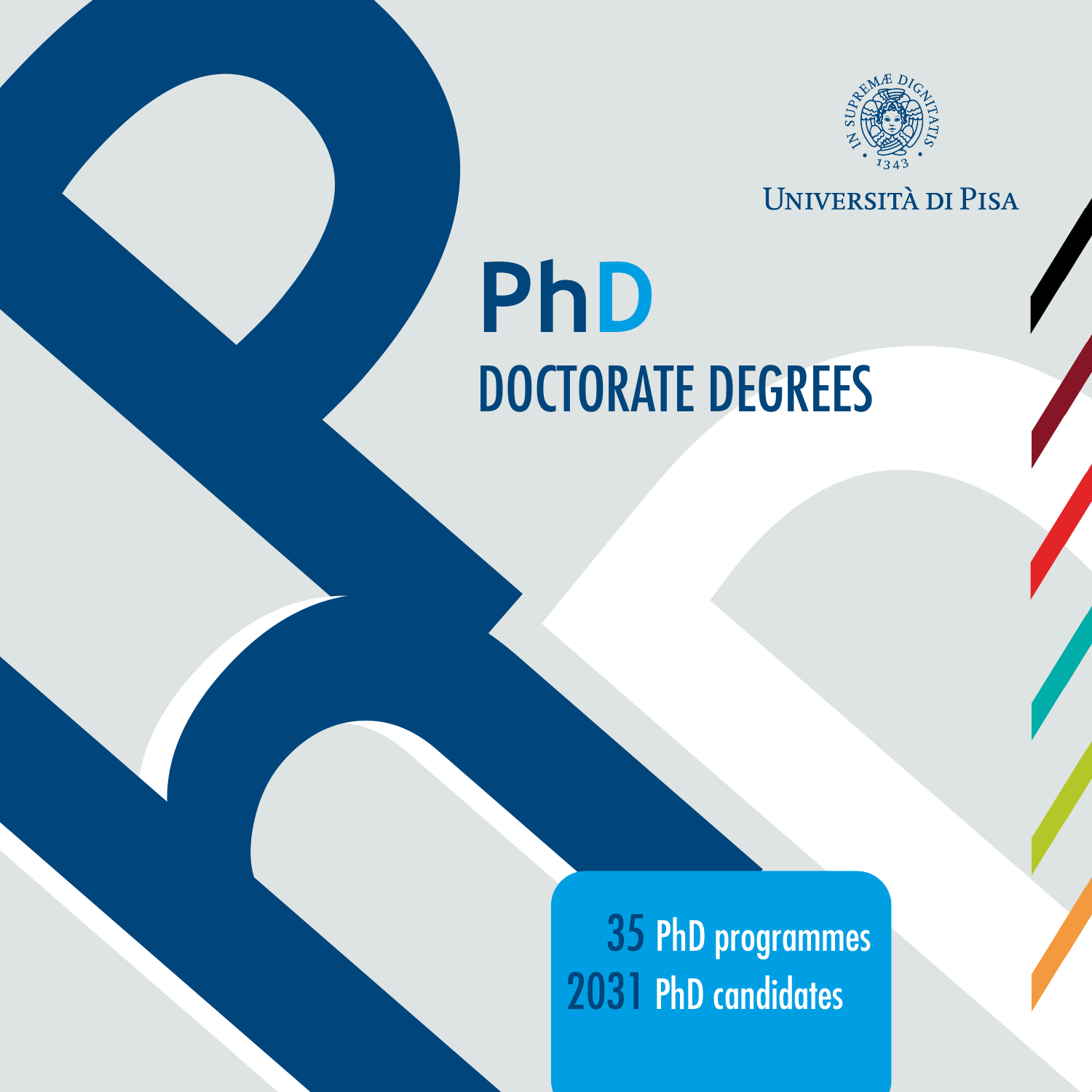IN SUPREMÆ DIGNITATIS · 1343 ·

UNIVERSITÀ DI PISA

# PhD

## DOCTORATE DEGREES

35 PhD programmes
2031 PhD candidates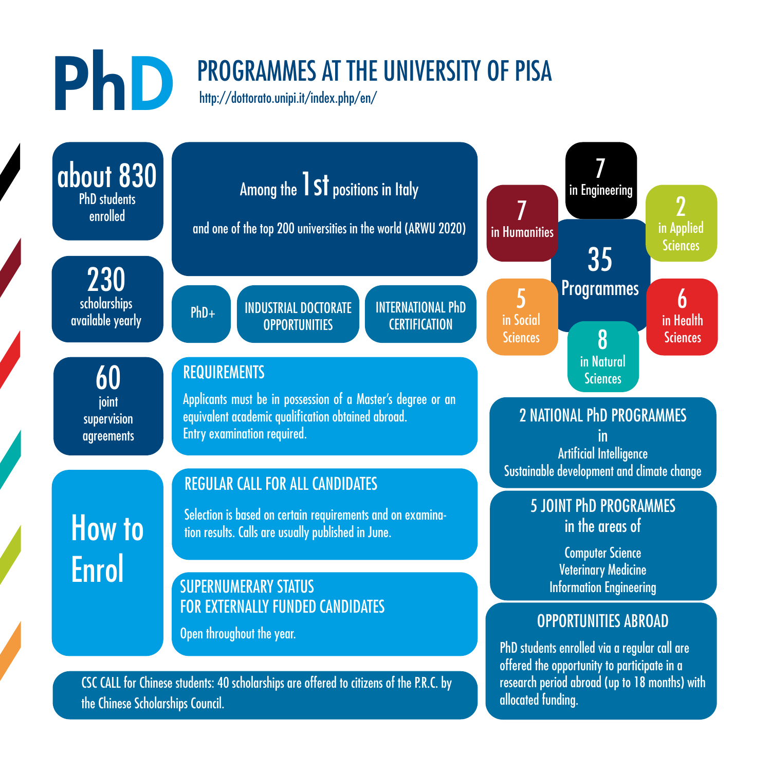# PhD PROGRAMMES AT THE UNIVERSITY OF PISA

http://dottorato.unipi.it/index.php/en/

**about 830**
PhD students enrolled

**230**
scholarships available yearly

**60**
joint supervision agreements

Among the 1st positions in Italy

and one of the top 200 universities in the world (ARWU 2020)

- PhD+
- INDUSTRIAL DOCTORATE OPPORTUNITIES
- INTERNATIONAL PhD CERTIFICATION

**35 Programmes**

- 7 in Engineering
- 7 in Humanities
- 2 in Applied Sciences
- 5 in Social Sciences
- 6 in Health Sciences
- 8 in Natural Sciences

## REQUIREMENTS

Applicants must be in possession of a Master's degree or an equivalent academic qualification obtained abroad.
Entry examination required.

## How to Enrol

### REGULAR CALL FOR ALL CANDIDATES

Selection is based on certain requirements and on examination results. Calls are usually published in June.

### SUPERNUMERARY STATUS FOR EXTERNALLY FUNDED CANDIDATES

Open throughout the year.

CSC CALL for Chinese students: 40 scholarships are offered to citizens of the P.R.C. by the Chinese Scholarships Council.

## 2 NATIONAL PhD PROGRAMMES

in

Artificial Intelligence
Sustainable development and climate change

## 5 JOINT PhD PROGRAMMES

in the areas of

Computer Science
Veterinary Medicine
Information Engineering

## OPPORTUNITIES ABROAD

PhD students enrolled via a regular call are offered the opportunity to participate in a research period abroad (up to 18 months) with allocated funding.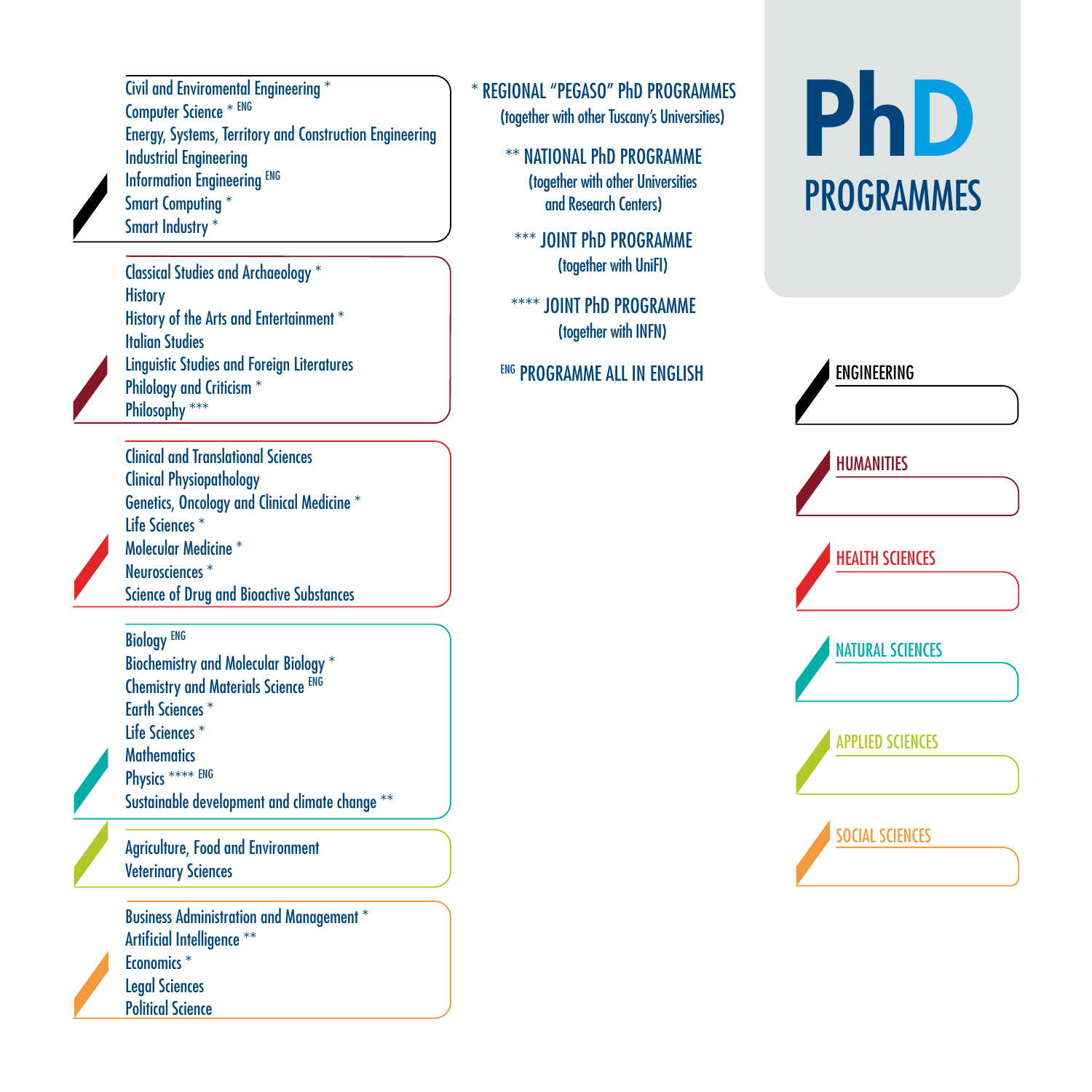# PhD PROGRAMMES

## ENGINEERING

- Civil and Enviromental Engineering *
- Computer Science * ENG
- Energy, Systems, Territory and Construction Engineering
- Industrial Engineering
- Information Engineering ENG
- Smart Computing *
- Smart Industry *

## HUMANITIES

- Classical Studies and Archaeology *
- History
- History of the Arts and Entertainment *
- Italian Studies
- Linguistic Studies and Foreign Literatures
- Philology and Criticism *
- Philosophy ***

## HEALTH SCIENCES

- Clinical and Translational Sciences
- Clinical Physiopathology
- Genetics, Oncology and Clinical Medicine *
- Life Sciences *
- Molecular Medicine *
- Neurosciences *
- Science of Drug and Bioactive Substances

## NATURAL SCIENCES

- Biology ENG
- Biochemistry and Molecular Biology *
- Chemistry and Materials Science ENG
- Earth Sciences *
- Life Sciences *
- Mathematics
- Physics **** ENG
- Sustainable development and climate change **

## APPLIED SCIENCES

- Agriculture, Food and Environment
- Veterinary Sciences

## SOCIAL SCIENCES

- Business Administration and Management *
- Artificial Intelligence **
- Economics *
- Legal Sciences
- Political Science

---

\* REGIONAL "PEGASO" PhD PROGRAMMES
(together with other Tuscany's Universities)

** NATIONAL PhD PROGRAMME
(together with other Universities and Research Centers)

*** JOINT PhD PROGRAMME
(together with UniFI)

**** JOINT PhD PROGRAMME
(together with INFN)

ENG PROGRAMME ALL IN ENGLISH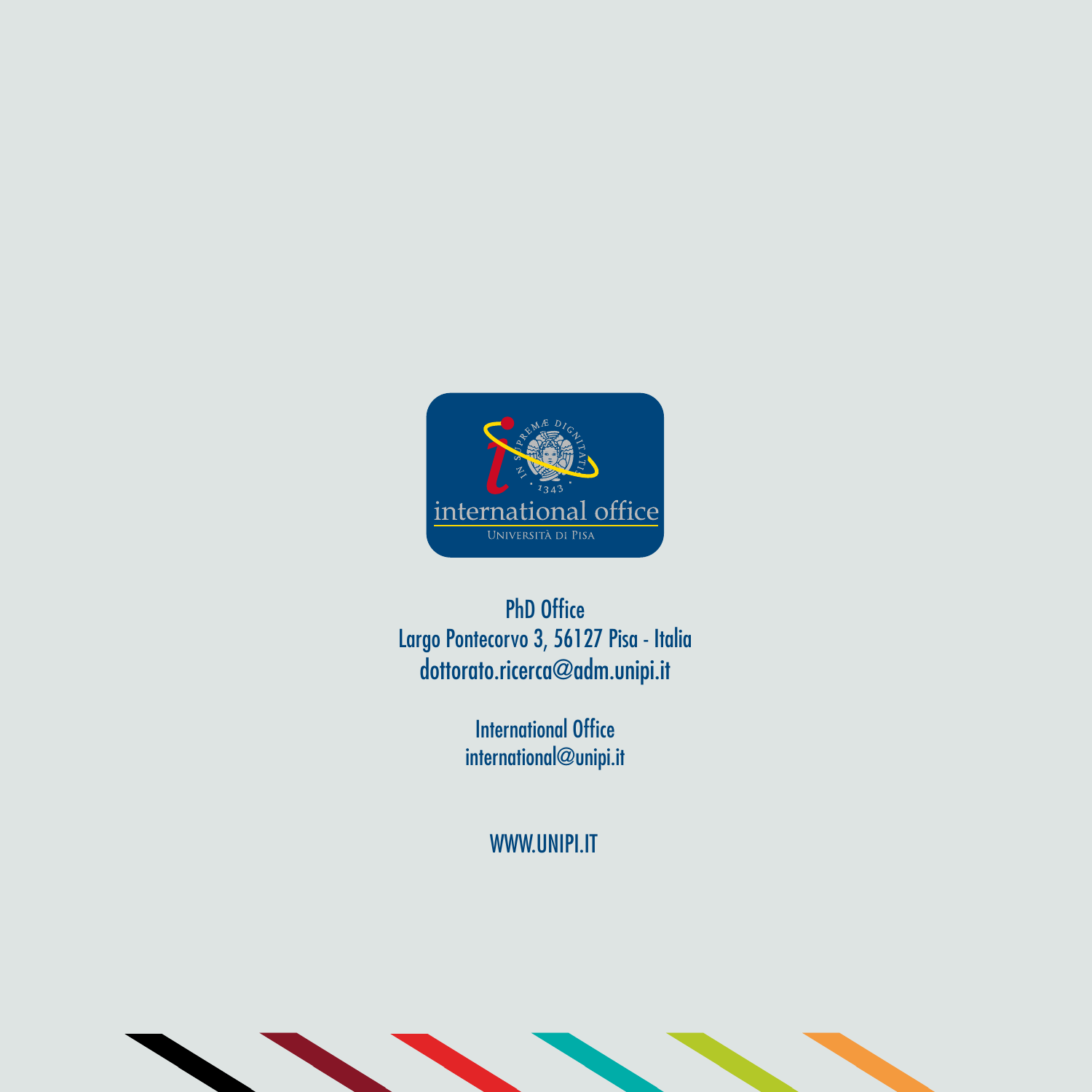PhD Office
Largo Pontecorvo 3, 56127 Pisa - Italia
dottorato.ricerca@adm.unipi.it

International Office
international@unipi.it

WWW.UNIPI.IT